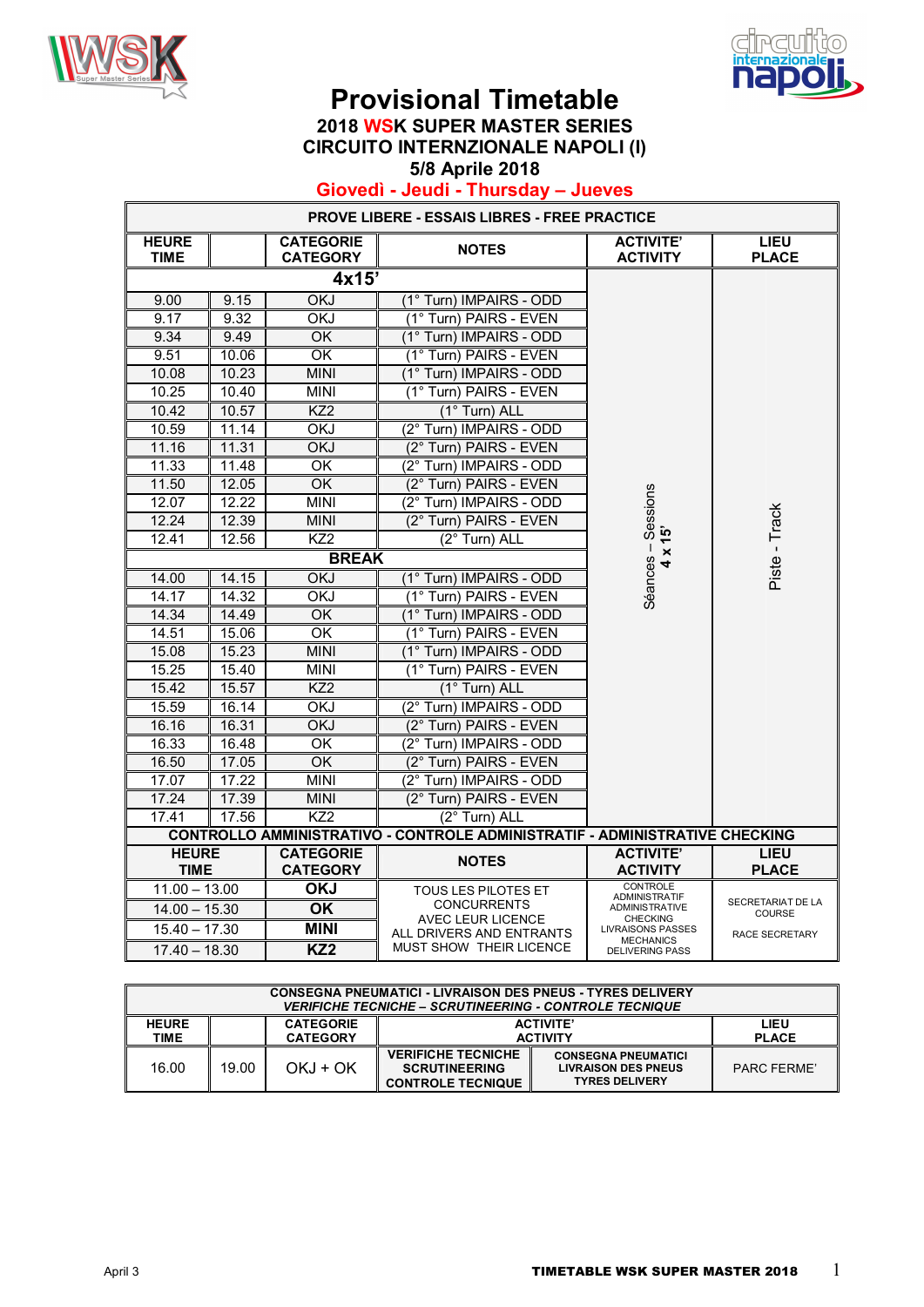# Provisional Timetable

## 2018 WSK SUPER MASTER SERIES

## CIRCUITO INTERNZIONALE NAPOLI (I)

## 5/8 Aprile 2018

## Giovedì - Jeudi - Thursday – Jueves

**PROVE LIBERE - ESSAIS LIBRES - FREE PRACTICE**

| HEURE TIME | | CATEGORIE CATEGORY | NOTES | ACTIVITE' ACTIVITY | LIEU PLACE |
|---|---|---|---|---|---|
| **4x15'** | | | | Séances – Sessions 4 x 15' | Piste - Track |
| 9.00 | 9.15 | OKJ | (1° Turn) IMPAIRS - ODD | | |
| 9.17 | 9.32 | OKJ | (1° Turn) PAIRS - EVEN | | |
| 9.34 | 9.49 | OK | (1° Turn) IMPAIRS - ODD | | |
| 9.51 | 10.06 | OK | (1° Turn) PAIRS - EVEN | | |
| 10.08 | 10.23 | MINI | (1° Turn) IMPAIRS - ODD | | |
| 10.25 | 10.40 | MINI | (1° Turn) PAIRS - EVEN | | |
| 10.42 | 10.57 | KZ2 | (1° Turn) ALL | | |
| 10.59 | 11.14 | OKJ | (2° Turn) IMPAIRS - ODD | | |
| 11.16 | 11.31 | OKJ | (2° Turn) PAIRS - EVEN | | |
| 11.33 | 11.48 | OK | (2° Turn) IMPAIRS - ODD | | |
| 11.50 | 12.05 | OK | (2° Turn) PAIRS - EVEN | | |
| 12.07 | 12.22 | MINI | (2° Turn) IMPAIRS - ODD | | |
| 12.24 | 12.39 | MINI | (2° Turn) PAIRS - EVEN | | |
| 12.41 | 12.56 | KZ2 | (2° Turn) ALL | | |
| **BREAK** | | | | | |
| 14.00 | 14.15 | OKJ | (1° Turn) IMPAIRS - ODD | | |
| 14.17 | 14.32 | OKJ | (1° Turn) PAIRS - EVEN | | |
| 14.34 | 14.49 | OK | (1° Turn) IMPAIRS - ODD | | |
| 14.51 | 15.06 | OK | (1° Turn) PAIRS - EVEN | | |
| 15.08 | 15.23 | MINI | (1° Turn) IMPAIRS - ODD | | |
| 15.25 | 15.40 | MINI | (1° Turn) PAIRS - EVEN | | |
| 15.42 | 15.57 | KZ2 | (1° Turn) ALL | | |
| 15.59 | 16.14 | OKJ | (2° Turn) IMPAIRS - ODD | | |
| 16.16 | 16.31 | OKJ | (2° Turn) PAIRS - EVEN | | |
| 16.33 | 16.48 | OK | (2° Turn) IMPAIRS - ODD | | |
| 16.50 | 17.05 | OK | (2° Turn) PAIRS - EVEN | | |
| 17.07 | 17.22 | MINI | (2° Turn) IMPAIRS - ODD | | |
| 17.24 | 17.39 | MINI | (2° Turn) PAIRS - EVEN | | |
| 17.41 | 17.56 | KZ2 | (2° Turn) ALL | | |

**CONTROLLO AMMINISTRATIVO - CONTROLE ADMINISTRATIF - ADMINISTRATIVE CHECKING**

| HEURE TIME | CATEGORIE CATEGORY | NOTES | ACTIVITE' ACTIVITY | LIEU PLACE |
|---|---|---|---|---|
| 11.00 – 13.00 | **OKJ** | TOUS LES PILOTES ET CONCURRENTS AVEC LEUR LICENCE ALL DRIVERS AND ENTRANTS MUST SHOW THEIR LICENCE | CONTROLE ADMINISTRATIF ADMINISTRATIVE CHECKING LIVRAISONS PASSES MECHANICS DELIVERING PASS | SECRETARIAT DE LA COURSE RACE SECRETARY |
| 14.00 – 15.30 | **OK** | | | |
| 15.40 – 17.30 | **MINI** | | | |
| 17.40 – 18.30 | **KZ2** | | | |

**CONSEGNA PNEUMATICI - LIVRAISON DES PNEUS - TYRES DELIVERY**
***VERIFICHE TECNICHE – SCRUTINEERING - CONTROLE TECNIQUE***

| HEURE TIME | | CATEGORIE CATEGORY | ACTIVITE' ACTIVITY | | LIEU PLACE |
|---|---|---|---|---|---|
| 16.00 | 19.00 | OKJ + OK | **VERIFICHE TECNICHE SCRUTINEERING CONTROLE TECNIQUE** | **CONSEGNA PNEUMATICI LIVRAISON DES PNEUS TYRES DELIVERY** | PARC FERME' |

April 3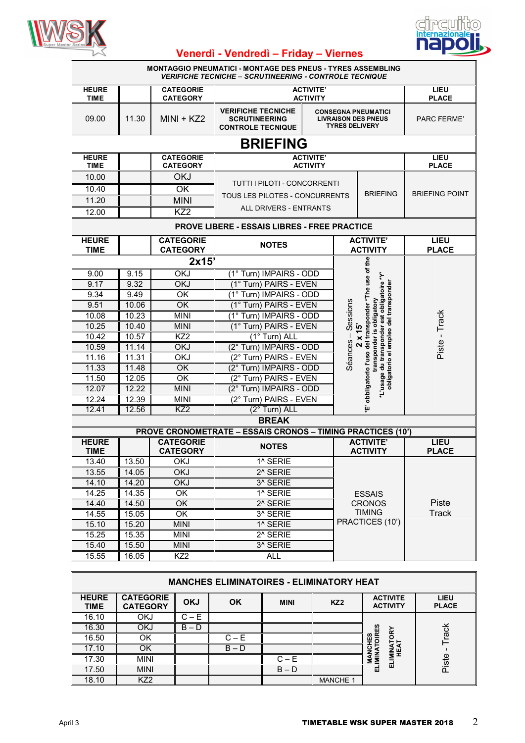## Venerdì - Vendredì – Friday – Viernes

| MONTAGGIO PNEUMATICI - MONTAGE DES PNEUS - TYRES ASSEMBLING *VERIFICHE TECNICHE – SCRUTINEERING - CONTROLE TECNIQUE* | | | | | |
|---|---|---|---|---|---|
| HEURE TIME | | CATEGORIE CATEGORY | ACTIVITE' ACTIVITY | | LIEU PLACE |
| 09.00 | 11.30 | MINI + KZ2 | VERIFICHE TECNICHE SCRUTINEERING CONTROLE TECNIQUE | CONSEGNA PNEUMATICI LIVRAISON DES PNEUS TYRES DELIVERY | PARC FERME' |

## BRIEFING

| HEURE TIME | | CATEGORIE CATEGORY | ACTIVITE' ACTIVITY | | LIEU PLACE |
|---|---|---|---|---|---|
| 10.00 | | OKJ | TUTTI I PILOTI - CONCORRENTI TOUS LES PILOTES - CONCURRENTS ALL DRIVERS - ENTRANTS | BRIEFING | BRIEFING POINT |
| 10.40 | | OK | | | |
| 11.20 | | MINI | | | |
| 12.00 | | KZ2 | | | |

### PROVE LIBERE - ESSAIS LIBRES - FREE PRACTICE

| HEURE TIME | | CATEGORIE CATEGORY | NOTES | ACTIVITE' ACTIVITY | LIEU PLACE |
|---|---|---|---|---|---|
| | | 2x15' | | Séances – Sessions 2 x 15' 'E' obbligatorio l'uso del transponder \*The use of the transponder is obligatory \*L'usage du transponder est obligatoire \*Y' obligatorio el empleo del transponder | Piste - Track |
| 9.00 | 9.15 | OKJ | (1° Turn) IMPAIRS - ODD | | |
| 9.17 | 9.32 | OKJ | (1° Turn) PAIRS - EVEN | | |
| 9.34 | 9.49 | OK | (1° Turn) IMPAIRS - ODD | | |
| 9.51 | 10.06 | OK | (1° Turn) PAIRS - EVEN | | |
| 10.08 | 10.23 | MINI | (1° Turn) IMPAIRS - ODD | | |
| 10.25 | 10.40 | MINI | (1° Turn) PAIRS - EVEN | | |
| 10.42 | 10.57 | KZ2 | (1° Turn) ALL | | |
| 10.59 | 11.14 | OKJ | (2° Turn) IMPAIRS - ODD | | |
| 11.16 | 11.31 | OKJ | (2° Turn) PAIRS - EVEN | | |
| 11.33 | 11.48 | OK | (2° Turn) IMPAIRS - ODD | | |
| 11.50 | 12.05 | OK | (2° Turn) PAIRS - EVEN | | |
| 12.07 | 12.22 | MINI | (2° Turn) IMPAIRS - ODD | | |
| 12.24 | 12.39 | MINI | (2° Turn) PAIRS - EVEN | | |
| 12.41 | 12.56 | KZ2 | (2° Turn) ALL | | |

### BREAK

### PROVE CRONOMETRATE – ESSAIS CRONOS – TIMING PRACTICES (10')

| HEURE TIME | | CATEGORIE CATEGORY | NOTES | ACTIVITE' ACTIVITY | LIEU PLACE |
|---|---|---|---|---|---|
| 13.40 | 13.50 | OKJ | 1^ SERIE | ESSAIS CRONOS TIMING PRACTICES (10') | Piste Track |
| 13.55 | 14.05 | OKJ | 2^ SERIE | | |
| 14.10 | 14.20 | OKJ | 3^ SERIE | | |
| 14.25 | 14.35 | OK | 1^ SERIE | | |
| 14.40 | 14.50 | OK | 2^ SERIE | | |
| 14.55 | 15.05 | OK | 3^ SERIE | | |
| 15.10 | 15.20 | MINI | 1^ SERIE | | |
| 15.25 | 15.35 | MINI | 2^ SERIE | | |
| 15.40 | 15.50 | MINI | 3^ SERIE | | |
| 15.55 | 16.05 | KZ2 | ALL | | |

### MANCHES ELIMINATOIRES - ELIMINATORY HEAT

| HEURE TIME | CATEGORIE CATEGORY | OKJ | OK | MINI | KZ2 | ACTIVITE ACTIVITY | LIEU PLACE |
|---|---|---|---|---|---|---|---|
| 16.10 | OKJ | C – E | | | | MANCHES ELIMINATOIRES ELIMINATORY HEAT | Piste - Track |
| 16.30 | OKJ | B – D | | | | | |
| 16.50 | OK | | C – E | | | | |
| 17.10 | OK | | B – D | | | | |
| 17.30 | MINI | | | C – E | | | |
| 17.50 | MINI | | | B – D | | | |
| 18.10 | KZ2 | | | | MANCHE 1 | | |

April 3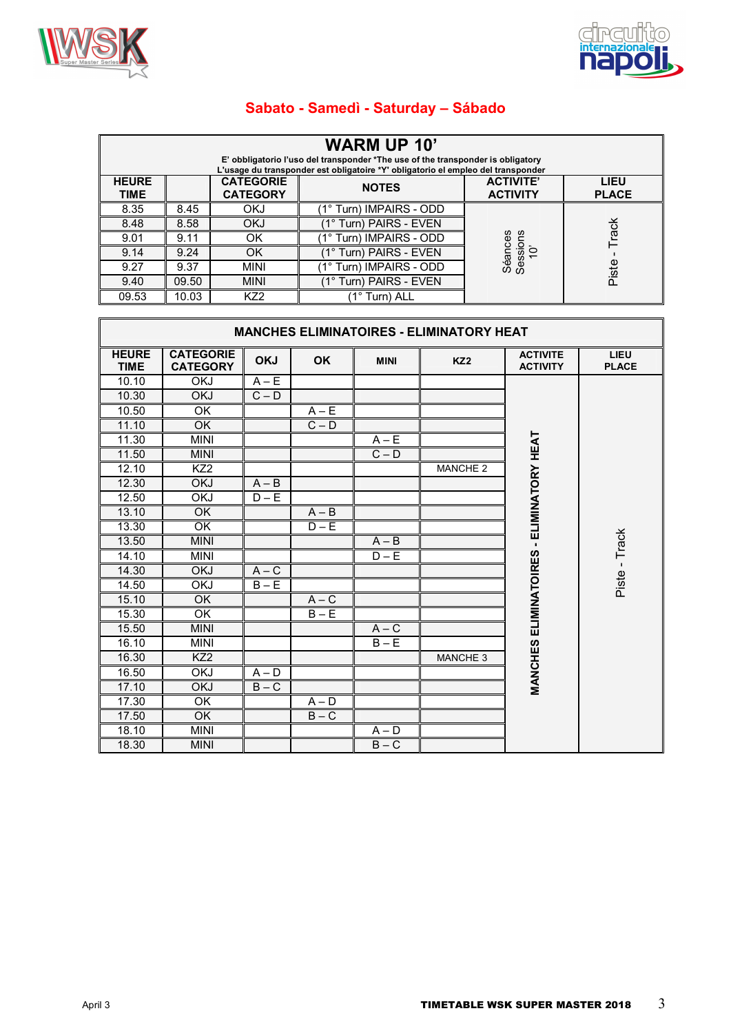## Sabato - Samedì - Saturday – Sábado

| WARM UP 10' | | | | | |
|---|---|---|---|---|---|
| E' obbligatorio l'uso del transponder *The use of the transponder is obligatory L'usage du transponder est obligatoire *Y' obligatorio el empleo del transponder | | | | | |
| HEURE TIME | | CATEGORIE CATEGORY | NOTES | ACTIVITE' ACTIVITY | LIEU PLACE |
| 8.35 | 8.45 | OKJ | (1° Turn) IMPAIRS - ODD | Séances Sessions 10' | Piste - Track |
| 8.48 | 8.58 | OKJ | (1° Turn) PAIRS - EVEN | | |
| 9.01 | 9.11 | OK | (1° Turn) IMPAIRS - ODD | | |
| 9.14 | 9.24 | OK | (1° Turn) PAIRS - EVEN | | |
| 9.27 | 9.37 | MINI | (1° Turn) IMPAIRS - ODD | | |
| 9.40 | 09.50 | MINI | (1° Turn) PAIRS - EVEN | | |
| 09.53 | 10.03 | KZ2 | (1° Turn) ALL | | |

| MANCHES ELIMINATOIRES - ELIMINATORY HEAT | | | | | | | |
|---|---|---|---|---|---|---|---|
| HEURE TIME | CATEGORIE CATEGORY | OKJ | OK | MINI | KZ2 | ACTIVITE ACTIVITY | LIEU PLACE |
| 10.10 | OKJ | A – E | | | | MANCHES ELIMINATOIRES - ELIMINATORY HEAT | Piste - Track |
| 10.30 | OKJ | C – D | | | | | |
| 10.50 | OK | | A – E | | | | |
| 11.10 | OK | | C – D | | | | |
| 11.30 | MINI | | | A – E | | | |
| 11.50 | MINI | | | C – D | | | |
| 12.10 | KZ2 | | | | MANCHE 2 | | |
| 12.30 | OKJ | A – B | | | | | |
| 12.50 | OKJ | D – E | | | | | |
| 13.10 | OK | | A – B | | | | |
| 13.30 | OK | | D – E | | | | |
| 13.50 | MINI | | | A – B | | | |
| 14.10 | MINI | | | D – E | | | |
| 14.30 | OKJ | A – C | | | | | |
| 14.50 | OKJ | B – E | | | | | |
| 15.10 | OK | | A – C | | | | |
| 15.30 | OK | | B – E | | | | |
| 15.50 | MINI | | | A – C | | | |
| 16.10 | MINI | | | B – E | | | |
| 16.30 | KZ2 | | | | MANCHE 3 | | |
| 16.50 | OKJ | A – D | | | | | |
| 17.10 | OKJ | B – C | | | | | |
| 17.30 | OK | | A – D | | | | |
| 17.50 | OK | | B – C | | | | |
| 18.10 | MINI | | | A – D | | | |
| 18.30 | MINI | | | B – C | | | |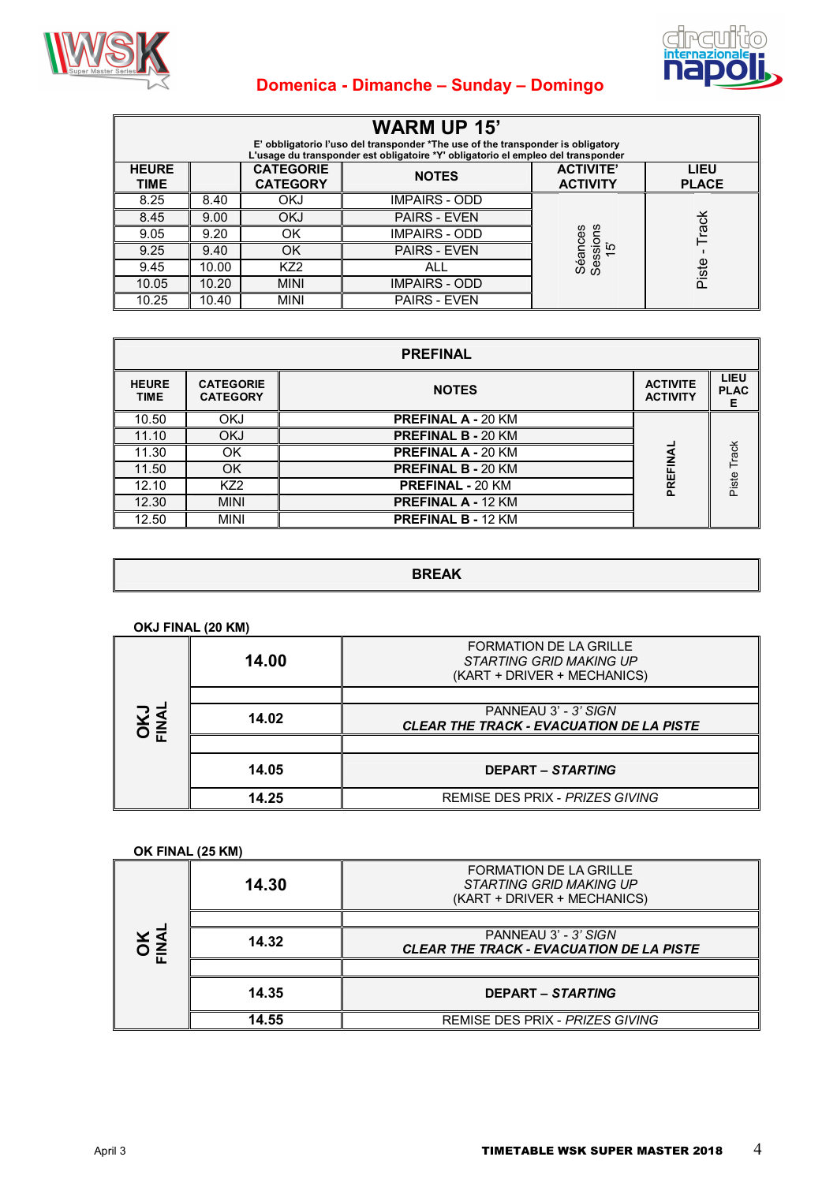## Domenica - Dimanche – Sunday – Domingo

| WARM UP 15’ | | | | | |
|---|---|---|---|---|---|
| E’ obbligatorio l’uso del transponder *The use of the transponder is obligatory L’usage du transponder est obligatoire *Y' obligatorio el empleo del transponder | | | | | |
| **HEURE TIME** | | **CATEGORIE CATEGORY** | **NOTES** | **ACTIVITE' ACTIVITY** | **LIEU PLACE** |
| 8.25 | 8.40 | OKJ | IMPAIRS - ODD | Séances Sessions 15’ | Piste - Track |
| 8.45 | 9.00 | OKJ | PAIRS - EVEN | | |
| 9.05 | 9.20 | OK | IMPAIRS - ODD | | |
| 9.25 | 9.40 | OK | PAIRS - EVEN | | |
| 9.45 | 10.00 | KZ2 | ALL | | |
| 10.05 | 10.20 | MINI | IMPAIRS - ODD | | |
| 10.25 | 10.40 | MINI | PAIRS - EVEN | | |

| PREFINAL | | | | |
|---|---|---|---|---|
| **HEURE TIME** | **CATEGORIE CATEGORY** | **NOTES** | **ACTIVITE ACTIVITY** | **LIEU PLACE** |
| 10.50 | OKJ | **PREFINAL A** - 20 KM | **PREFINAL** | Piste Track |
| 11.10 | OKJ | **PREFINAL B** - 20 KM | | |
| 11.30 | OK | **PREFINAL A** - 20 KM | | |
| 11.50 | OK | **PREFINAL B** - 20 KM | | |
| 12.10 | KZ2 | **PREFINAL** - 20 KM | | |
| 12.30 | MINI | **PREFINAL A** - 12 KM | | |
| 12.50 | MINI | **PREFINAL B** - 12 KM | | |

**BREAK**

**OKJ FINAL (20 KM)**

| | | |
|---|---|---|
| **OKJ FINAL** | **14.00** | FORMATION DE LA GRILLE *STARTING GRID MAKING UP* (KART + DRIVER + MECHANICS) |
| | **14.02** | PANNEAU 3' - *3' SIGN* ***CLEAR THE TRACK - EVACUATION DE LA PISTE*** |
| | **14.05** | **DEPART – *STARTING*** |
| | **14.25** | REMISE DES PRIX - *PRIZES GIVING* |

**OK FINAL (25 KM)**

| | | |
|---|---|---|
| **OK FINAL** | **14.30** | FORMATION DE LA GRILLE *STARTING GRID MAKING UP* (KART + DRIVER + MECHANICS) |
| | **14.32** | PANNEAU 3' - *3' SIGN* ***CLEAR THE TRACK - EVACUATION DE LA PISTE*** |
| | **14.35** | **DEPART – *STARTING*** |
| | **14.55** | REMISE DES PRIX - *PRIZES GIVING* |

April 3 **TIMETABLE WSK SUPER MASTER 2018**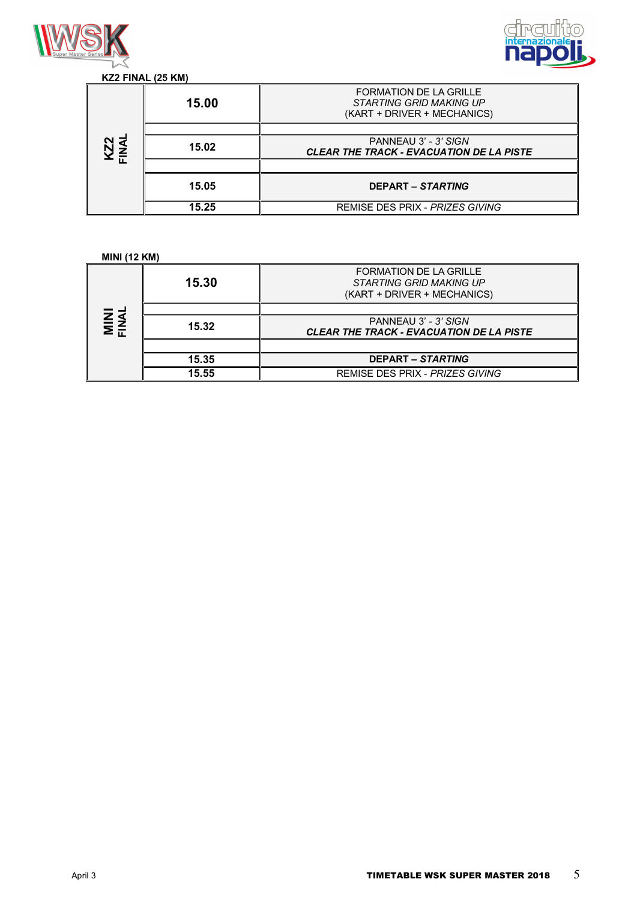**KZ2 FINAL (25 KM)**

| | | |
|---|---|---|
| **KZ2 FINAL** | **15.00** | FORMATION DE LA GRILLE<br>*STARTING GRID MAKING UP*<br>(KART + DRIVER + MECHANICS) |
| | | |
| | **15.02** | PANNEAU 3' - *3' SIGN*<br>***CLEAR THE TRACK - EVACUATION DE LA PISTE*** |
| | | |
| | **15.05** | **DEPART –** ***STARTING*** |
| | **15.25** | REMISE DES PRIX - *PRIZES GIVING* |

**MINI (12 KM)**

| | | |
|---|---|---|
| **MINI FINAL** | **15.30** | FORMATION DE LA GRILLE<br>*STARTING GRID MAKING UP*<br>(KART + DRIVER + MECHANICS) |
| | | |
| | **15.32** | PANNEAU 3' - *3' SIGN*<br>***CLEAR THE TRACK - EVACUATION DE LA PISTE*** |
| | | |
| | **15.35** | **DEPART –** ***STARTING*** |
| | **15.55** | REMISE DES PRIX - *PRIZES GIVING* |

April 3